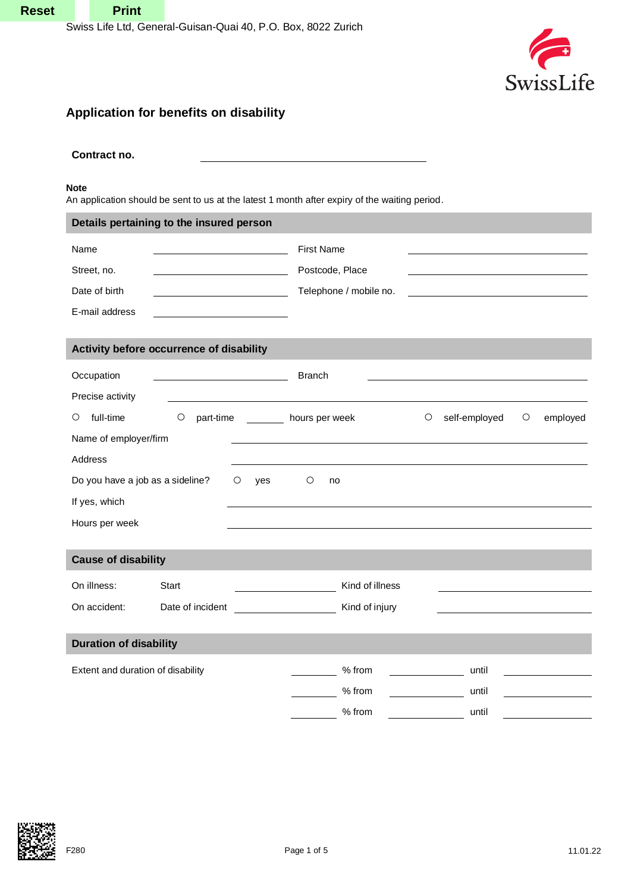Reset Print

Swiss Life Ltd, General-Guisan-Quai 40, P.O. Box, 8022 Zurich

SwissLife

# Application for benefits on disability

**Contract no.** ____________________

**Note**
An application should be sent to us at the latest 1 month after expiry of the waiting period.

## Details pertaining to the insured person

| | | | |
|---|---|---|---|
| Name | ____________ | First Name | ____________ |
| Street, no. | ____________ | Postcode, Place | ____________ |
| Date of birth | ____________ | Telephone / mobile no. | ____________ |
| E-mail address | ____________ | | |

## Activity before occurrence of disability

Occupation ____________ Branch ____________

Precise activity ____________

○ full-time ○ part-time ______ hours per week ○ self-employed ○ employed

Name of employer/firm ____________

Address ____________

Do you have a job as a sideline? ○ yes ○ no

If yes, which ____________

Hours per week ____________

## Cause of disability

| | | | | |
|---|---|---|---|---|
| On illness: | Start | ____________ | Kind of illness | ____________ |
| On accident: | Date of incident | ____________ | Kind of injury | ____________ |

## Duration of disability

| | | | | |
|---|---|---|---|---|
| Extent and duration of disability | ______ % from | ____________ | until | ____________ |
| | ______ % from | ____________ | until | ____________ |
| | ______ % from | ____________ | until | ____________ |

F280 11.01.22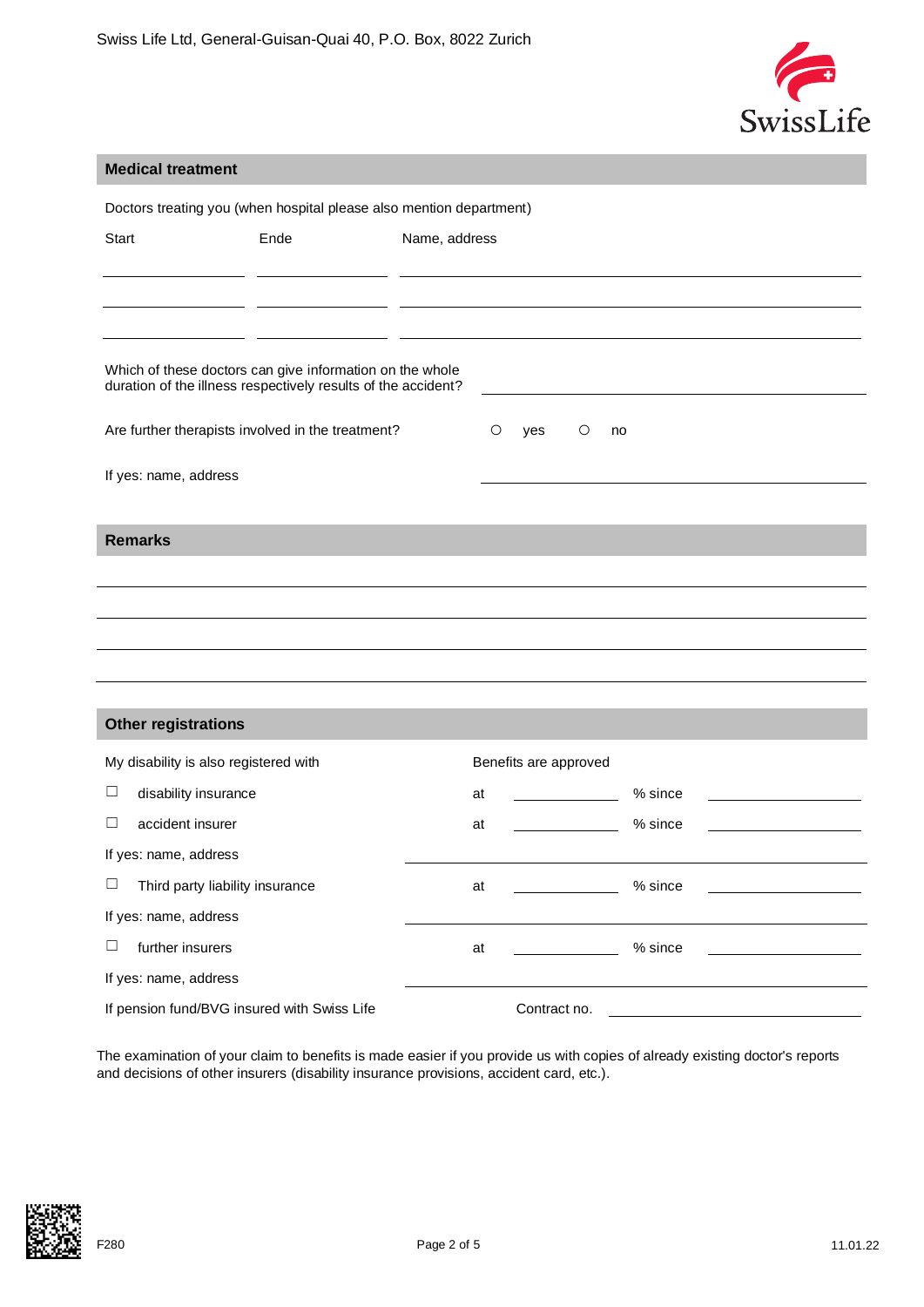Swiss Life Ltd, General-Guisan-Quai 40, P.O. Box, 8022 Zurich

## Medical treatment

Doctors treating you (when hospital please also mention department)

| Start | Ende | Name, address |
|---|---|---|
| | | |
| | | |
| | | |

Which of these doctors can give information on the whole duration of the illness respectively results of the accident? ____________________

Are further therapists involved in the treatment? ○ yes ○ no

If yes: name, address ____________________

## Remarks

____________________

____________________

____________________

____________________

## Other registrations

| My disability is also registered with | Benefits are approved | | | |
|---|---|---|---|---|
| ☐ disability insurance | at | ______ | % since | ______ |
| ☐ accident insurer | at | ______ | % since | ______ |
| If yes: name, address | ____________________ | | | |
| ☐ Third party liability insurance | at | ______ | % since | ______ |
| If yes: name, address | ____________________ | | | |
| ☐ further insurers | at | ______ | % since | ______ |
| If yes: name, address | ____________________ | | | |
| If pension fund/BVG insured with Swiss Life | | Contract no. | ______ | |

The examination of your claim to benefits is made easier if you provide us with copies of already existing doctor's reports and decisions of other insurers (disability insurance provisions, accident card, etc.).

F280 11.01.22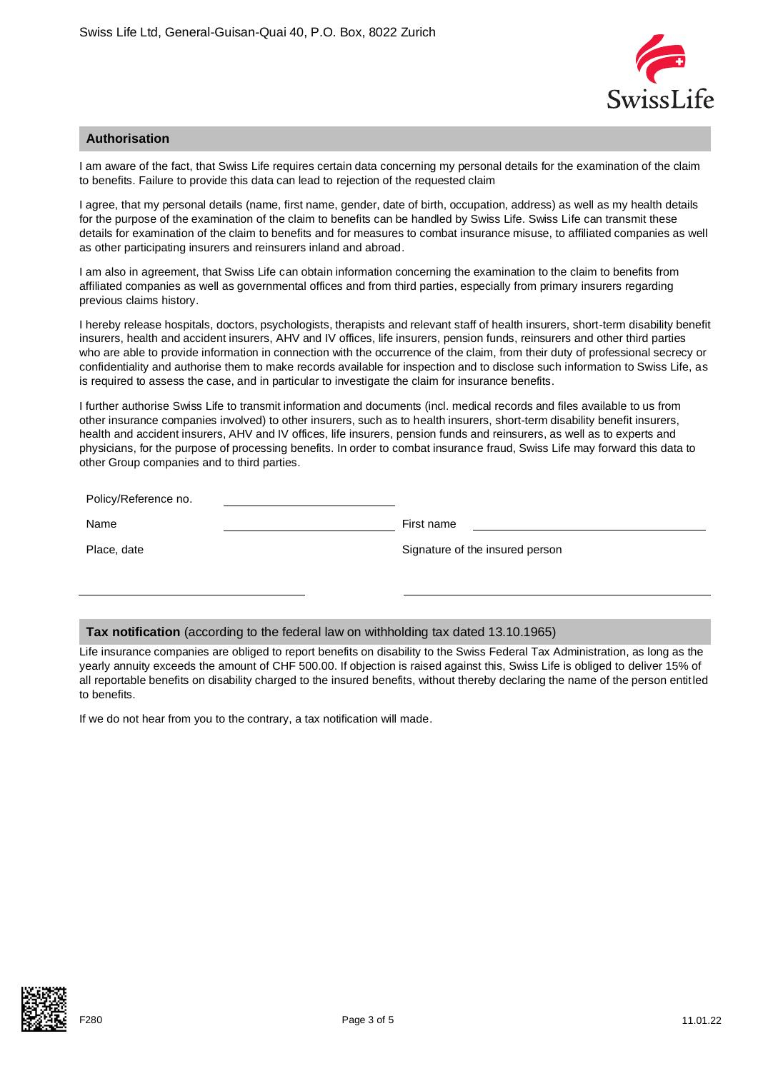Swiss Life Ltd, General-Guisan-Quai 40, P.O. Box, 8022 Zurich

## Authorisation

I am aware of the fact, that Swiss Life requires certain data concerning my personal details for the examination of the claim to benefits. Failure to provide this data can lead to rejection of the requested claim

I agree, that my personal details (name, first name, gender, date of birth, occupation, address) as well as my health details for the purpose of the examination of the claim to benefits can be handled by Swiss Life. Swiss Life can transmit these details for examination of the claim to benefits and for measures to combat insurance misuse, to affiliated companies as well as other participating insurers and reinsurers inland and abroad.

I am also in agreement, that Swiss Life can obtain information concerning the examination to the claim to benefits from affiliated companies as well as governmental offices and from third parties, especially from primary insurers regarding previous claims history.

I hereby release hospitals, doctors, psychologists, therapists and relevant staff of health insurers, short-term disability benefit insurers, health and accident insurers, AHV and IV offices, life insurers, pension funds, reinsurers and other third parties who are able to provide information in connection with the occurrence of the claim, from their duty of professional secrecy or confidentiality and authorise them to make records available for inspection and to disclose such information to Swiss Life, as is required to assess the case, and in particular to investigate the claim for insurance benefits.

I further authorise Swiss Life to transmit information and documents (incl. medical records and files available to us from other insurance companies involved) to other insurers, such as to health insurers, short-term disability benefit insurers, health and accident insurers, AHV and IV offices, life insurers, pension funds and reinsurers, as well as to experts and physicians, for the purpose of processing benefits. In order to combat insurance fraud, Swiss Life may forward this data to other Group companies and to third parties.

Policy/Reference no. ______________________

Name ______________________ First name ______________________

Place, date ______________________ Signature of the insured person ______________________

## Tax notification (according to the federal law on withholding tax dated 13.10.1965)

Life insurance companies are obliged to report benefits on disability to the Swiss Federal Tax Administration, as long as the yearly annuity exceeds the amount of CHF 500.00. If objection is raised against this, Swiss Life is obliged to deliver 15% of all reportable benefits on disability charged to the insured benefits, without thereby declaring the name of the person entitled to benefits.

If we do not hear from you to the contrary, a tax notification will made.

F280 11.01.22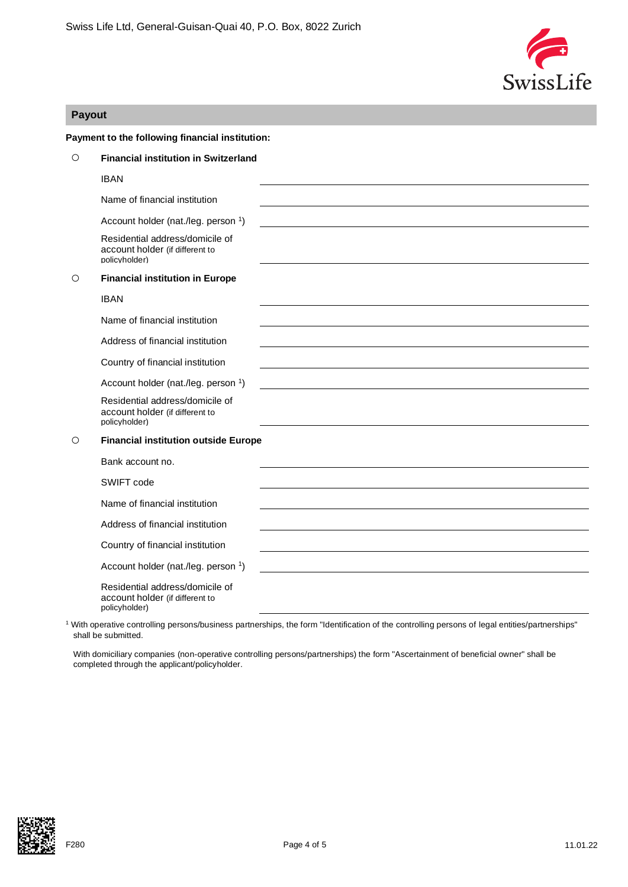Swiss Life Ltd, General-Guisan-Quai 40, P.O. Box, 8022 Zurich

## Payout

**Payment to the following financial institution:**

○ **Financial institution in Switzerland**

| | |
|---|---|
| IBAN | |
| Name of financial institution | |
| Account holder (nat./leg. person [1]) | |
| Residential address/domicile of account holder (if different to policyholder) | |

○ **Financial institution in Europe**

| | |
|---|---|
| IBAN | |
| Name of financial institution | |
| Address of financial institution | |
| Country of financial institution | |
| Account holder (nat./leg. person [1]) | |
| Residential address/domicile of account holder (if different to policyholder) | |

○ **Financial institution outside Europe**

| | |
|---|---|
| Bank account no. | |
| SWIFT code | |
| Name of financial institution | |
| Address of financial institution | |
| Country of financial institution | |
| Account holder (nat./leg. person [1]) | |
| Residential address/domicile of account holder (if different to policyholder) | |

[1] With operative controlling persons/business partnerships, the form "Identification of the controlling persons of legal entities/partnerships" shall be submitted.

With domiciliary companies (non-operative controlling persons/partnerships) the form "Ascertainment of beneficial owner" shall be completed through the applicant/policyholder.

F280 11.01.22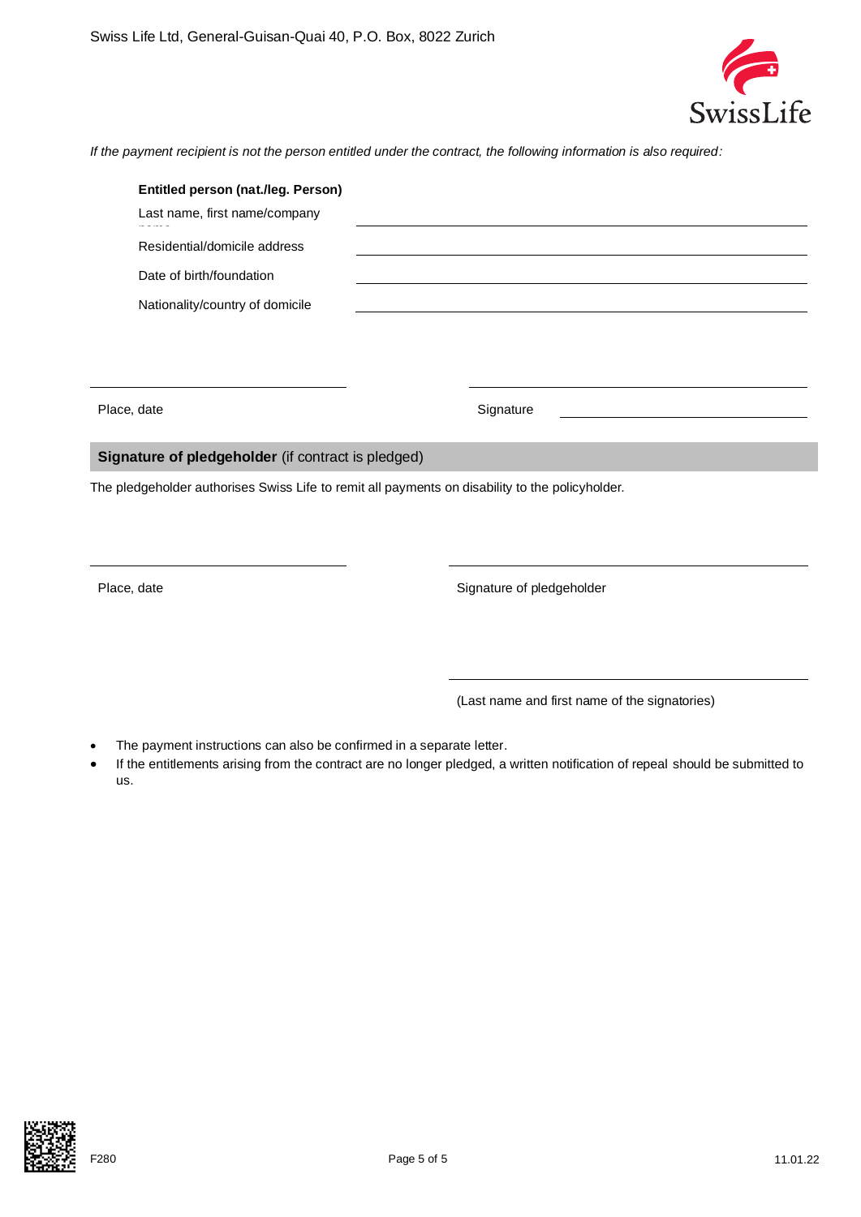*If the payment recipient is not the person entitled under the contract, the following information is also required:*

**Entitled person (nat./leg. Person)**

Last name, first name/company name ______________________

Residential/domicile address ______________________

Date of birth/foundation ______________________

Nationality/country of domicile ______________________

______________________ ______________________

Place, date Signature ______________________

## **Signature of pledgeholder** (if contract is pledged)

The pledgeholder authorises Swiss Life to remit all payments on disability to the policyholder.

______________________ ______________________

Place, date Signature of pledgeholder

______________________

(Last name and first name of the signatories)

- The payment instructions can also be confirmed in a separate letter.
- If the entitlements arising from the contract are no longer pledged, a written notification of repeal should be submitted to us.